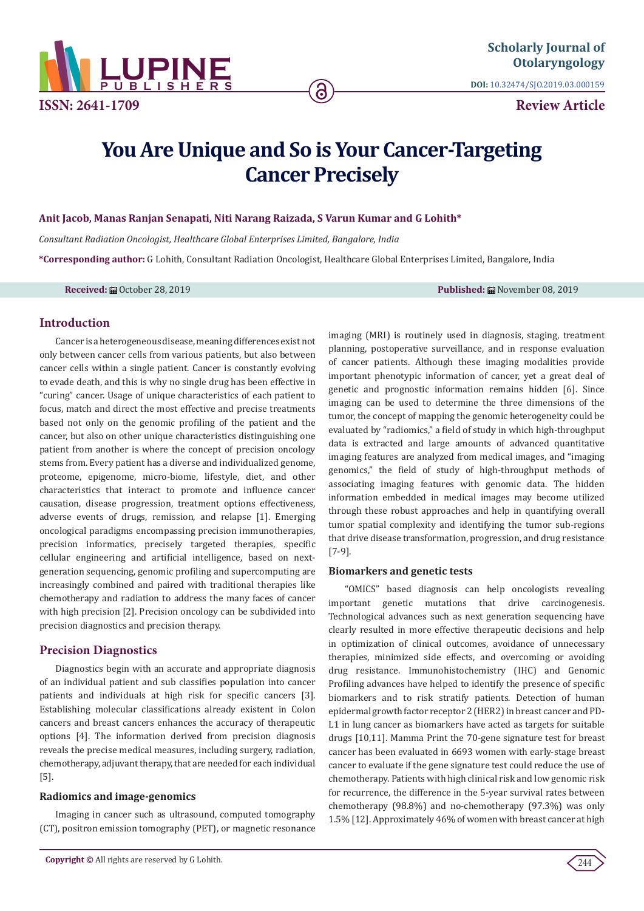# You Are Unique and So is Your Cancer-Targeting Cancer Precisely

**Anit Jacob, Manas Ranjan Senapati, Niti Narang Raizada, S Varun Kumar and G Lohith***

*Consultant Radiation Oncologist, Healthcare Global Enterprises Limited, Bangalore, India*

***Corresponding author:** G Lohith, Consultant Radiation Oncologist, Healthcare Global Enterprises Limited, Bangalore, India

**Received:** October 28, 2019 **Published:** November 08, 2019

## Introduction

Cancer is a heterogeneous disease, meaning differences exist not only between cancer cells from various patients, but also between cancer cells within a single patient. Cancer is constantly evolving to evade death, and this is why no single drug has been effective in "curing" cancer. Usage of unique characteristics of each patient to focus, match and direct the most effective and precise treatments based not only on the genomic profiling of the patient and the cancer, but also on other unique characteristics distinguishing one patient from another is where the concept of precision oncology stems from. Every patient has a diverse and individualized genome, proteome, epigenome, micro-biome, lifestyle, diet, and other characteristics that interact to promote and influence cancer causation, disease progression, treatment options effectiveness, adverse events of drugs, remission, and relapse [1]. Emerging oncological paradigms encompassing precision immunotherapies, precision informatics, precisely targeted therapies, specific cellular engineering and artificial intelligence, based on next-generation sequencing, genomic profiling and supercomputing are increasingly combined and paired with traditional therapies like chemotherapy and radiation to address the many faces of cancer with high precision [2]. Precision oncology can be subdivided into precision diagnostics and precision therapy.

## Precision Diagnostics

Diagnostics begin with an accurate and appropriate diagnosis of an individual patient and sub classifies population into cancer patients and individuals at high risk for specific cancers [3]. Establishing molecular classifications already existent in Colon cancers and breast cancers enhances the accuracy of therapeutic options [4]. The information derived from precision diagnosis reveals the precise medical measures, including surgery, radiation, chemotherapy, adjuvant therapy, that are needed for each individual [5].

### Radiomics and image-genomics

Imaging in cancer such as ultrasound, computed tomography (CT), positron emission tomography (PET), or magnetic resonance imaging (MRI) is routinely used in diagnosis, staging, treatment planning, postoperative surveillance, and in response evaluation of cancer patients. Although these imaging modalities provide important phenotypic information of cancer, yet a great deal of genetic and prognostic information remains hidden [6]. Since imaging can be used to determine the three dimensions of the tumor, the concept of mapping the genomic heterogeneity could be evaluated by "radiomics," a field of study in which high-throughput data is extracted and large amounts of advanced quantitative imaging features are analyzed from medical images, and "imaging genomics," the field of study of high-throughput methods of associating imaging features with genomic data. The hidden information embedded in medical images may become utilized through these robust approaches and help in quantifying overall tumor spatial complexity and identifying the tumor sub-regions that drive disease transformation, progression, and drug resistance [7-9].

### Biomarkers and genetic tests

"OMICS" based diagnosis can help oncologists revealing important genetic mutations that drive carcinogenesis. Technological advances such as next generation sequencing have clearly resulted in more effective therapeutic decisions and help in optimization of clinical outcomes, avoidance of unnecessary therapies, minimized side effects, and overcoming or avoiding drug resistance. Immunohistochemistry (IHC) and Genomic Profiling advances have helped to identify the presence of specific biomarkers and to risk stratify patients. Detection of human epidermal growth factor receptor 2 (HER2) in breast cancer and PD-L1 in lung cancer as biomarkers have acted as targets for suitable drugs [10,11]. Mamma Print the 70-gene signature test for breast cancer has been evaluated in 6693 women with early-stage breast cancer to evaluate if the gene signature test could reduce the use of chemotherapy. Patients with high clinical risk and low genomic risk for recurrence, the difference in the 5-year survival rates between chemotherapy (98.8%) and no-chemotherapy (97.3%) was only 1.5% [12]. Approximately 46% of women with breast cancer at high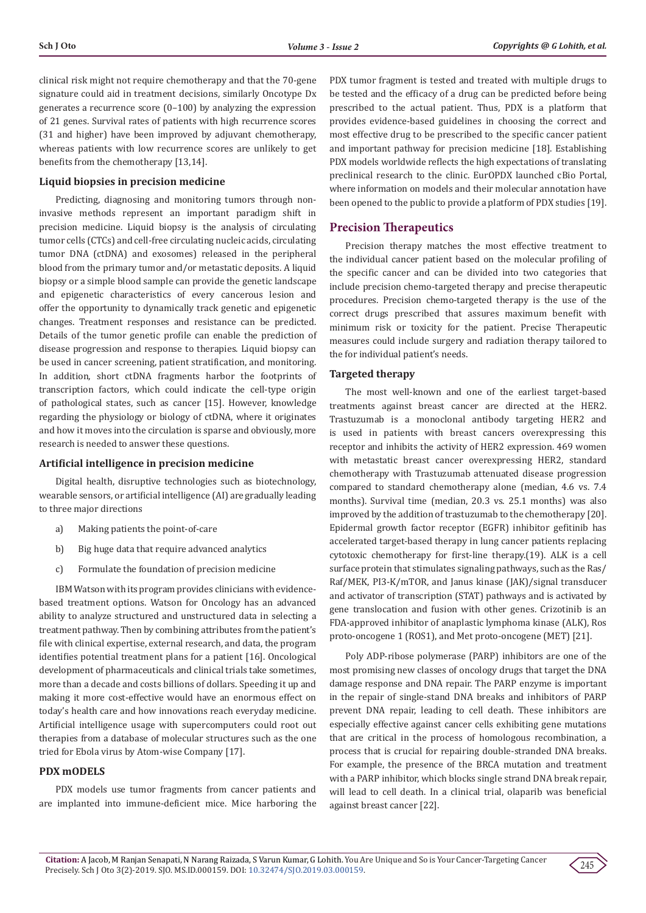clinical risk might not require chemotherapy and that the 70-gene signature could aid in treatment decisions, similarly Oncotype Dx generates a recurrence score (0–100) by analyzing the expression of 21 genes. Survival rates of patients with high recurrence scores (31 and higher) have been improved by adjuvant chemotherapy, whereas patients with low recurrence scores are unlikely to get benefits from the chemotherapy [13,14].

### Liquid biopsies in precision medicine

Predicting, diagnosing and monitoring tumors through non-invasive methods represent an important paradigm shift in precision medicine. Liquid biopsy is the analysis of circulating tumor cells (CTCs) and cell-free circulating nucleic acids, circulating tumor DNA (ctDNA) and exosomes) released in the peripheral blood from the primary tumor and/or metastatic deposits. A liquid biopsy or a simple blood sample can provide the genetic landscape and epigenetic characteristics of every cancerous lesion and offer the opportunity to dynamically track genetic and epigenetic changes. Treatment responses and resistance can be predicted. Details of the tumor genetic profile can enable the prediction of disease progression and response to therapies. Liquid biopsy can be used in cancer screening, patient stratification, and monitoring. In addition, short ctDNA fragments harbor the footprints of transcription factors, which could indicate the cell-type origin of pathological states, such as cancer [15]. However, knowledge regarding the physiology or biology of ctDNA, where it originates and how it moves into the circulation is sparse and obviously, more research is needed to answer these questions.

### Artificial intelligence in precision medicine

Digital health, disruptive technologies such as biotechnology, wearable sensors, or artificial intelligence (AI) are gradually leading to three major directions

a) Making patients the point-of-care

b) Big huge data that require advanced analytics

c) Formulate the foundation of precision medicine

IBM Watson with its program provides clinicians with evidence-based treatment options. Watson for Oncology has an advanced ability to analyze structured and unstructured data in selecting a treatment pathway. Then by combining attributes from the patient's file with clinical expertise, external research, and data, the program identifies potential treatment plans for a patient [16]. Oncological development of pharmaceuticals and clinical trials take sometimes, more than a decade and costs billions of dollars. Speeding it up and making it more cost-effective would have an enormous effect on today's health care and how innovations reach everyday medicine. Artificial intelligence usage with supercomputers could root out therapies from a database of molecular structures such as the one tried for Ebola virus by Atom-wise Company [17].

### PDX mODELS

PDX models use tumor fragments from cancer patients and are implanted into immune-deficient mice. Mice harboring the PDX tumor fragment is tested and treated with multiple drugs to be tested and the efficacy of a drug can be predicted before being prescribed to the actual patient. Thus, PDX is a platform that provides evidence-based guidelines in choosing the correct and most effective drug to be prescribed to the specific cancer patient and important pathway for precision medicine [18]. Establishing PDX models worldwide reflects the high expectations of translating preclinical research to the clinic. EurOPDX launched cBio Portal, where information on models and their molecular annotation have been opened to the public to provide a platform of PDX studies [19].

## Precision Therapeutics

Precision therapy matches the most effective treatment to the individual cancer patient based on the molecular profiling of the specific cancer and can be divided into two categories that include precision chemo-targeted therapy and precise therapeutic procedures. Precision chemo-targeted therapy is the use of the correct drugs prescribed that assures maximum benefit with minimum risk or toxicity for the patient. Precise Therapeutic measures could include surgery and radiation therapy tailored to the for individual patient's needs.

### Targeted therapy

The most well-known and one of the earliest target-based treatments against breast cancer are directed at the HER2. Trastuzumab is a monoclonal antibody targeting HER2 and is used in patients with breast cancers overexpressing this receptor and inhibits the activity of HER2 expression. 469 women with metastatic breast cancer overexpressing HER2, standard chemotherapy with Trastuzumab attenuated disease progression compared to standard chemotherapy alone (median, 4.6 vs. 7.4 months). Survival time (median, 20.3 vs. 25.1 months) was also improved by the addition of trastuzumab to the chemotherapy [20]. Epidermal growth factor receptor (EGFR) inhibitor gefitinib has accelerated target-based therapy in lung cancer patients replacing cytotoxic chemotherapy for first-line therapy.(19). ALK is a cell surface protein that stimulates signaling pathways, such as the Ras/Raf/MEK, PI3-K/mTOR, and Janus kinase (JAK)/signal transducer and activator of transcription (STAT) pathways and is activated by gene translocation and fusion with other genes. Crizotinib is an FDA-approved inhibitor of anaplastic lymphoma kinase (ALK), Ros proto-oncogene 1 (ROS1), and Met proto-oncogene (MET) [21].

Poly ADP-ribose polymerase (PARP) inhibitors are one of the most promising new classes of oncology drugs that target the DNA damage response and DNA repair. The PARP enzyme is important in the repair of single-stand DNA breaks and inhibitors of PARP prevent DNA repair, leading to cell death. These inhibitors are especially effective against cancer cells exhibiting gene mutations that are critical in the process of homologous recombination, a process that is crucial for repairing double-stranded DNA breaks. For example, the presence of the BRCA mutation and treatment with a PARP inhibitor, which blocks single strand DNA break repair, will lead to cell death. In a clinical trial, olaparib was beneficial against breast cancer [22].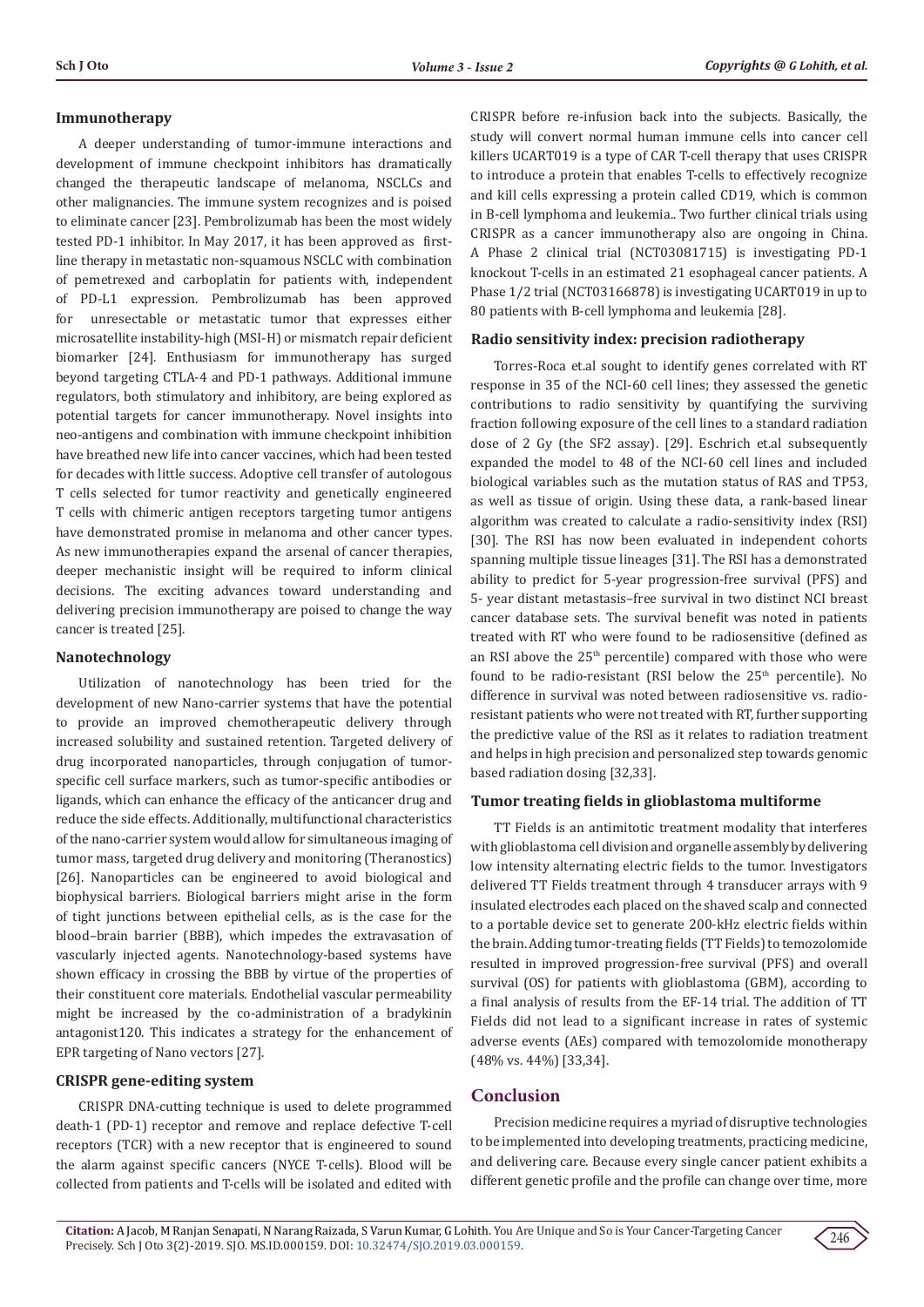### Immunotherapy

A deeper understanding of tumor-immune interactions and development of immune checkpoint inhibitors has dramatically changed the therapeutic landscape of melanoma, NSCLCs and other malignancies. The immune system recognizes and is poised to eliminate cancer [23]. Pembrolizumab has been the most widely tested PD-1 inhibitor. In May 2017, it has been approved as first-line therapy in metastatic non-squamous NSCLC with combination of pemetrexed and carboplatin for patients with, independent of PD-L1 expression. Pembrolizumab has been approved for unresectable or metastatic tumor that expresses either microsatellite instability-high (MSI-H) or mismatch repair deficient biomarker [24]. Enthusiasm for immunotherapy has surged beyond targeting CTLA-4 and PD-1 pathways. Additional immune regulators, both stimulatory and inhibitory, are being explored as potential targets for cancer immunotherapy. Novel insights into neo-antigens and combination with immune checkpoint inhibition have breathed new life into cancer vaccines, which had been tested for decades with little success. Adoptive cell transfer of autologous T cells selected for tumor reactivity and genetically engineered T cells with chimeric antigen receptors targeting tumor antigens have demonstrated promise in melanoma and other cancer types. As new immunotherapies expand the arsenal of cancer therapies, deeper mechanistic insight will be required to inform clinical decisions. The exciting advances toward understanding and delivering precision immunotherapy are poised to change the way cancer is treated [25].

### Nanotechnology

Utilization of nanotechnology has been tried for the development of new Nano-carrier systems that have the potential to provide an improved chemotherapeutic delivery through increased solubility and sustained retention. Targeted delivery of drug incorporated nanoparticles, through conjugation of tumor-specific cell surface markers, such as tumor-specific antibodies or ligands, which can enhance the efficacy of the anticancer drug and reduce the side effects. Additionally, multifunctional characteristics of the nano-carrier system would allow for simultaneous imaging of tumor mass, targeted drug delivery and monitoring (Theranostics) [26]. Nanoparticles can be engineered to avoid biological and biophysical barriers. Biological barriers might arise in the form of tight junctions between epithelial cells, as is the case for the blood–brain barrier (BBB), which impedes the extravasation of vascularly injected agents. Nanotechnology-based systems have shown efficacy in crossing the BBB by virtue of the properties of their constituent core materials. Endothelial vascular permeability might be increased by the co-administration of a bradykinin antagonist120. This indicates a strategy for the enhancement of EPR targeting of Nano vectors [27].

### CRISPR gene-editing system

CRISPR DNA-cutting technique is used to delete programmed death-1 (PD-1) receptor and remove and replace defective T-cell receptors (TCR) with a new receptor that is engineered to sound the alarm against specific cancers (NYCE T-cells). Blood will be collected from patients and T-cells will be isolated and edited with CRISPR before re-infusion back into the subjects. Basically, the study will convert normal human immune cells into cancer cell killers UCART019 is a type of CAR T-cell therapy that uses CRISPR to introduce a protein that enables T-cells to effectively recognize and kill cells expressing a protein called CD19, which is common in B-cell lymphoma and leukemia.. Two further clinical trials using CRISPR as a cancer immunotherapy also are ongoing in China. A Phase 2 clinical trial (NCT03081715) is investigating PD-1 knockout T-cells in an estimated 21 esophageal cancer patients. A Phase 1/2 trial (NCT03166878) is investigating UCART019 in up to 80 patients with B-cell lymphoma and leukemia [28].

### Radio sensitivity index: precision radiotherapy

Torres-Roca et.al sought to identify genes correlated with RT response in 35 of the NCI-60 cell lines; they assessed the genetic contributions to radio sensitivity by quantifying the surviving fraction following exposure of the cell lines to a standard radiation dose of 2 Gy (the SF2 assay). [29]. Eschrich et.al subsequently expanded the model to 48 of the NCI-60 cell lines and included biological variables such as the mutation status of RAS and TP53, as well as tissue of origin. Using these data, a rank-based linear algorithm was created to calculate a radio-sensitivity index (RSI) [30]. The RSI has now been evaluated in independent cohorts spanning multiple tissue lineages [31]. The RSI has a demonstrated ability to predict for 5-year progression-free survival (PFS) and 5- year distant metastasis–free survival in two distinct NCI breast cancer database sets. The survival benefit was noted in patients treated with RT who were found to be radiosensitive (defined as an RSI above the 25[th] percentile) compared with those who were found to be radio-resistant (RSI below the 25[th] percentile). No difference in survival was noted between radiosensitive vs. radio-resistant patients who were not treated with RT, further supporting the predictive value of the RSI as it relates to radiation treatment and helps in high precision and personalized step towards genomic based radiation dosing [32,33].

### Tumor treating fields in glioblastoma multiforme

TT Fields is an antimitotic treatment modality that interferes with glioblastoma cell division and organelle assembly by delivering low intensity alternating electric fields to the tumor. Investigators delivered TT Fields treatment through 4 transducer arrays with 9 insulated electrodes each placed on the shaved scalp and connected to a portable device set to generate 200-kHz electric fields within the brain. Adding tumor-treating fields (TT Fields) to temozolomide resulted in improved progression-free survival (PFS) and overall survival (OS) for patients with glioblastoma (GBM), according to a final analysis of results from the EF-14 trial. The addition of TT Fields did not lead to a significant increase in rates of systemic adverse events (AEs) compared with temozolomide monotherapy (48% vs. 44%) [33,34].

## Conclusion

Precision medicine requires a myriad of disruptive technologies to be implemented into developing treatments, practicing medicine, and delivering care. Because every single cancer patient exhibits a different genetic profile and the profile can change over time, more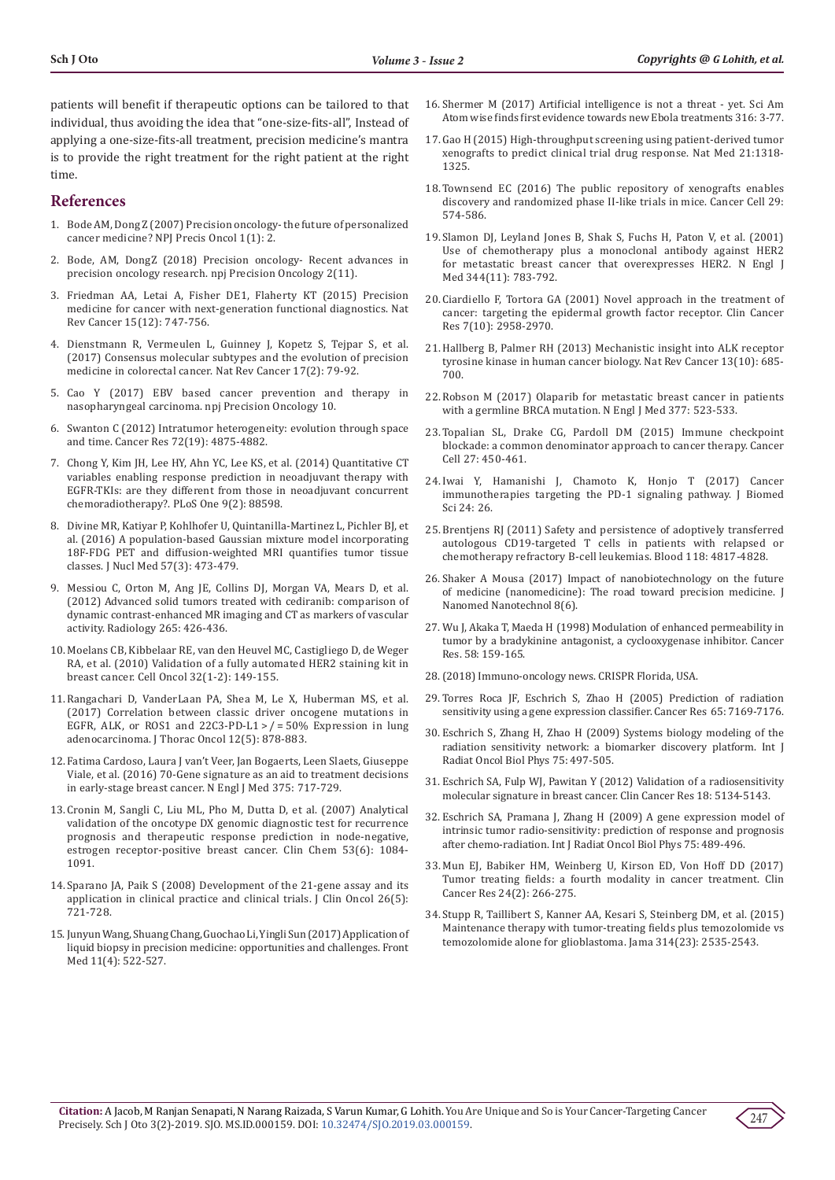patients will benefit if therapeutic options can be tailored to that individual, thus avoiding the idea that "one-size-fits-all", Instead of applying a one-size-fits-all treatment, precision medicine's mantra is to provide the right treatment for the right patient at the right time.

## References

1. Bode AM, Dong Z (2007) Precision oncology- the future of personalized cancer medicine? NPJ Precis Oncol 1(1): 2.
2. Bode, AM, DongZ (2018) Precision oncology- Recent advances in precision oncology research. npj Precision Oncology 2(11).
3. Friedman AA, Letai A, Fisher DE1, Flaherty KT (2015) Precision medicine for cancer with next-generation functional diagnostics. Nat Rev Cancer 15(12): 747-756.
4. Dienstmann R, Vermeulen L, Guinney J, Kopetz S, Tejpar S, et al. (2017) Consensus molecular subtypes and the evolution of precision medicine in colorectal cancer. Nat Rev Cancer 17(2): 79-92.
5. Cao Y (2017) EBV based cancer prevention and therapy in nasopharyngeal carcinoma. npj Precision Oncology 10.
6. Swanton C (2012) Intratumor heterogeneity: evolution through space and time. Cancer Res 72(19): 4875-4882.
7. Chong Y, Kim JH, Lee HY, Ahn YC, Lee KS, et al. (2014) Quantitative CT variables enabling response prediction in neoadjuvant therapy with EGFR-TKIs: are they different from those in neoadjuvant concurrent chemoradiotherapy?. PLoS One 9(2): 88598.
8. Divine MR, Katiyar P, Kohlhofer U, Quintanilla-Martinez L, Pichler BJ, et al. (2016) A population-based Gaussian mixture model incorporating 18F-FDG PET and diffusion-weighted MRI quantifies tumor tissue classes. J Nucl Med 57(3): 473-479.
9. Messiou C, Orton M, Ang JE, Collins DJ, Morgan VA, Mears D, et al. (2012) Advanced solid tumors treated with cediranib: comparison of dynamic contrast-enhanced MR imaging and CT as markers of vascular activity. Radiology 265: 426-436.
10. Moelans CB, Kibbelaar RE, van den Heuvel MC, Castigliego D, de Weger RA, et al. (2010) Validation of a fully automated HER2 staining kit in breast cancer. Cell Oncol 32(1-2): 149-155.
11. Rangachari D, VanderLaan PA, Shea M, Le X, Huberman MS, et al. (2017) Correlation between classic driver oncogene mutations in EGFR, ALK, or ROS1 and 22C3-PD-L1 > / = 50% Expression in lung adenocarcinoma. J Thorac Oncol 12(5): 878-883.
12. Fatima Cardoso, Laura J van't Veer, Jan Bogaerts, Leen Slaets, Giuseppe Viale, et al. (2016) 70-Gene signature as an aid to treatment decisions in early-stage breast cancer. N Engl J Med 375: 717-729.
13. Cronin M, Sangli C, Liu ML, Pho M, Dutta D, et al. (2007) Analytical validation of the oncotype DX genomic diagnostic test for recurrence prognosis and therapeutic response prediction in node-negative, estrogen receptor-positive breast cancer. Clin Chem 53(6): 1084-1091.
14. Sparano JA, Paik S (2008) Development of the 21-gene assay and its application in clinical practice and clinical trials. J Clin Oncol 26(5): 721-728.
15. Junyun Wang, Shuang Chang, Guochao Li, Yingli Sun (2017) Application of liquid biopsy in precision medicine: opportunities and challenges. Front Med 11(4): 522-527.
16. Shermer M (2017) Artificial intelligence is not a threat - yet. Sci Am Atom wise finds first evidence towards new Ebola treatments 316: 3-77.
17. Gao H (2015) High-throughput screening using patient-derived tumor xenografts to predict clinical trial drug response. Nat Med 21:1318-1325.
18. Townsend EC (2016) The public repository of xenografts enables discovery and randomized phase II-like trials in mice. Cancer Cell 29: 574-586.
19. Slamon DJ, Leyland Jones B, Shak S, Fuchs H, Paton V, et al. (2001) Use of chemotherapy plus a monoclonal antibody against HER2 for metastatic breast cancer that overexpresses HER2. N Engl J Med 344(11): 783-792.
20. Ciardiello F, Tortora GA (2001) Novel approach in the treatment of cancer: targeting the epidermal growth factor receptor. Clin Cancer Res 7(10): 2958-2970.
21. Hallberg B, Palmer RH (2013) Mechanistic insight into ALK receptor tyrosine kinase in human cancer biology. Nat Rev Cancer 13(10): 685-700.
22. Robson M (2017) Olaparib for metastatic breast cancer in patients with a germline BRCA mutation. N Engl J Med 377: 523-533.
23. Topalian SL, Drake CG, Pardoll DM (2015) Immune checkpoint blockade: a common denominator approach to cancer therapy. Cancer Cell 27: 450-461.
24. Iwai Y, Hamanishi J, Chamoto K, Honjo T (2017) Cancer immunotherapies targeting the PD-1 signaling pathway. J Biomed Sci 24: 26.
25. Brentjens RJ (2011) Safety and persistence of adoptively transferred autologous CD19-targeted T cells in patients with relapsed or chemotherapy refractory B-cell leukemias. Blood 118: 4817-4828.
26. Shaker A Mousa (2017) Impact of nanobiotechnology on the future of medicine (nanomedicine): The road toward precision medicine. J Nanomed Nanotechnol 8(6).
27. Wu J, Akaka T, Maeda H (1998) Modulation of enhanced permeability in tumor by a bradykinine antagonist, a cyclooxygenase inhibitor. Cancer Res. 58: 159-165.
28. (2018) Immuno-oncology news. CRISPR Florida, USA.
29. Torres Roca JF, Eschrich S, Zhao H (2005) Prediction of radiation sensitivity using a gene expression classifier. Cancer Res 65: 7169-7176.
30. Eschrich S, Zhang H, Zhao H (2009) Systems biology modeling of the radiation sensitivity network: a biomarker discovery platform. Int J Radiat Oncol Biol Phys 75: 497-505.
31. Eschrich SA, Fulp WJ, Pawitan Y (2012) Validation of a radiosensitivity molecular signature in breast cancer. Clin Cancer Res 18: 5134-5143.
32. Eschrich SA, Pramana J, Zhang H (2009) A gene expression model of intrinsic tumor radio-sensitivity: prediction of response and prognosis after chemo-radiation. Int J Radiat Oncol Biol Phys 75: 489-496.
33. Mun EJ, Babiker HM, Weinberg U, Kirson ED, Von Hoff DD (2017) Tumor treating fields: a fourth modality in cancer treatment. Clin Cancer Res 24(2): 266-275.
34. Stupp R, Taillibert S, Kanner AA, Kesari S, Steinberg DM, et al. (2015) Maintenance therapy with tumor-treating fields plus temozolomide vs temozolomide alone for glioblastoma. Jama 314(23): 2535-2543.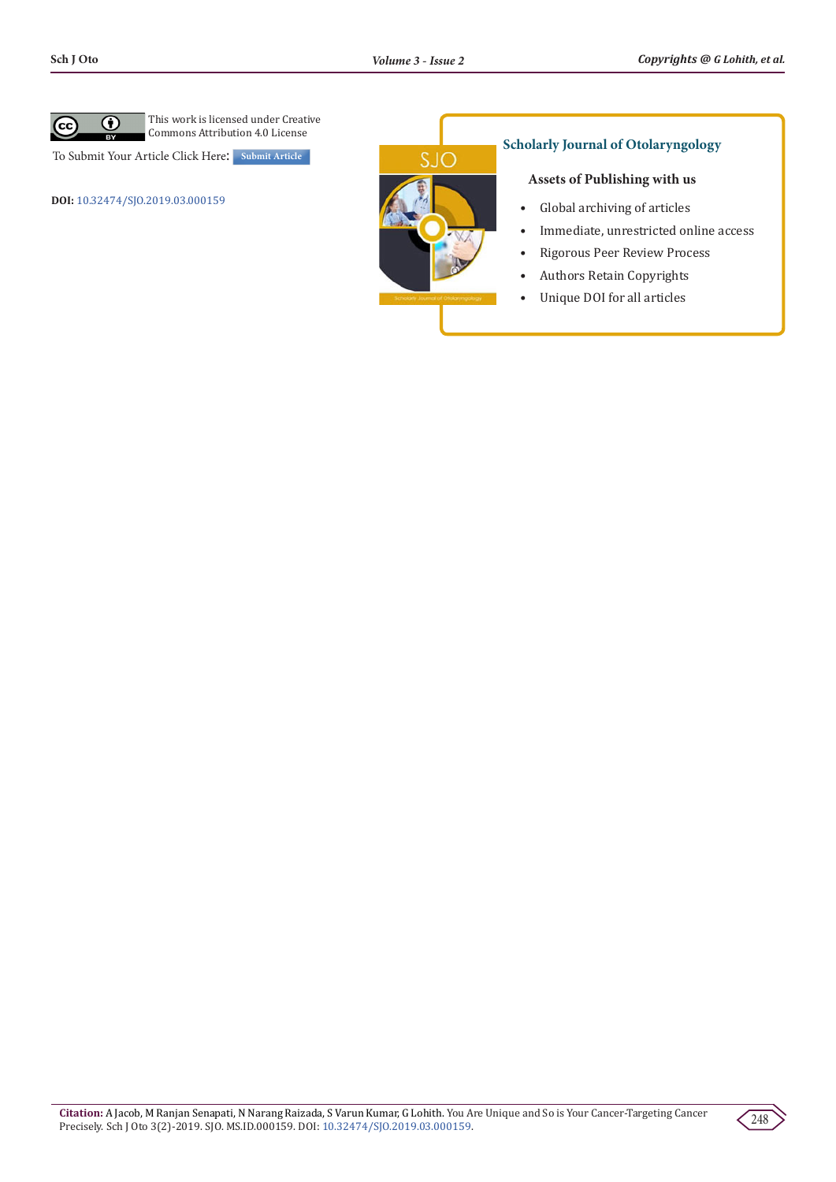This work is licensed under Creative Commons Attribution 4.0 License

To Submit Your Article Click Here: Submit Article

**DOI:** 10.32474/SJO.2019.03.000159

### Scholarly Journal of Otolaryngology

**Assets of Publishing with us**

- Global archiving of articles
- Immediate, unrestricted online access
- Rigorous Peer Review Process
- Authors Retain Copyrights
- Unique DOI for all articles

**Citation:** A Jacob, M Ranjan Senapati, N Narang Raizada, S Varun Kumar, G Lohith. You Are Unique and So is Your Cancer-Targeting Cancer Precisely. Sch J Oto 3(2)-2019. SJO. MS.ID.000159. DOI: 10.32474/SJO.2019.03.000159.